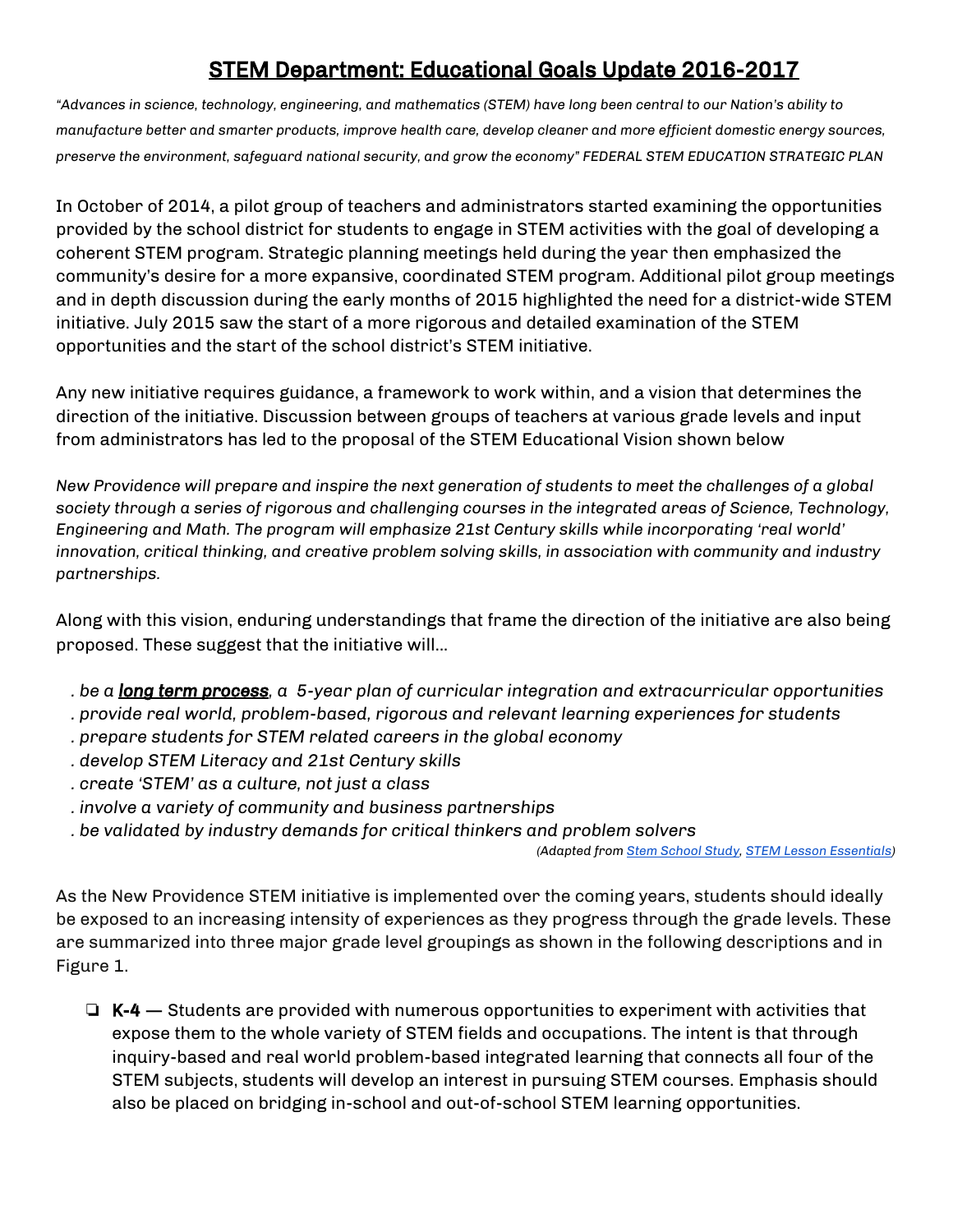# STEM Department: Educational Goals Update 2016-2017

*"Advances in science, technology, engineering, and mathematics (STEM) have long been central to our Nation's ability to manufacture better and smarter products, improve health care, develop cleaner and more efficient domestic energy sources, preserve the environment, safeguard national security, and grow the economy" FEDERAL STEM EDUCATION STRATEGIC PLAN*

In October of 2014, a pilot group of teachers and administrators started examining the opportunities provided by the school district for students to engage in STEM activities with the goal of developing a coherent STEM program. Strategic planning meetings held during the year then emphasized the community's desire for a more expansive, coordinated STEM program. Additional pilot group meetings and in depth discussion during the early months of 2015 highlighted the need for a district-wide STEM initiative. July 2015 saw the start of a more rigorous and detailed examination of the STEM opportunities and the start of the school district's STEM initiative.

Any new initiative requires guidance, a framework to work within, and a vision that determines the direction of the initiative. Discussion between groups of teachers at various grade levels and input from administrators has led to the proposal of the STEM Educational Vision shown below

*New Providence will prepare and inspire the next generation of students to meet the challenges of a global society through a series of rigorous and challenging courses in the integrated areas of Science, Technology, Engineering and Math. The program will emphasize 21st Century skills while incorporating 'real world' innovation, critical thinking, and creative problem solving skills, in association with community and industry partnerships.*

Along with this vision, enduring understandings that frame the direction of the initiative are also being proposed. These suggest that the initiative will...

- *be a **long term process**, a 5-year plan of curricular integration and extracurricular opportunities*
- *provide real world, problem-based, rigorous and relevant learning experiences for students*
- *prepare students for STEM related careers in the global economy*
- *develop STEM Literacy and 21st Century skills*
- *create 'STEM' as a culture, not just a class*
- *involve a variety of community and business partnerships*
- *be validated by industry demands for critical thinkers and problem solvers*

*(Adapted from Stem School Study, STEM Lesson Essentials)*

As the New Providence STEM initiative is implemented over the coming years, students should ideally be exposed to an increasing intensity of experiences as they progress through the grade levels. These are summarized into three major grade level groupings as shown in the following descriptions and in Figure 1.

- **K-4** — Students are provided with numerous opportunities to experiment with activities that expose them to the whole variety of STEM fields and occupations. The intent is that through inquiry-based and real world problem-based integrated learning that connects all four of the STEM subjects, students will develop an interest in pursuing STEM courses. Emphasis should also be placed on bridging in-school and out-of-school STEM learning opportunities.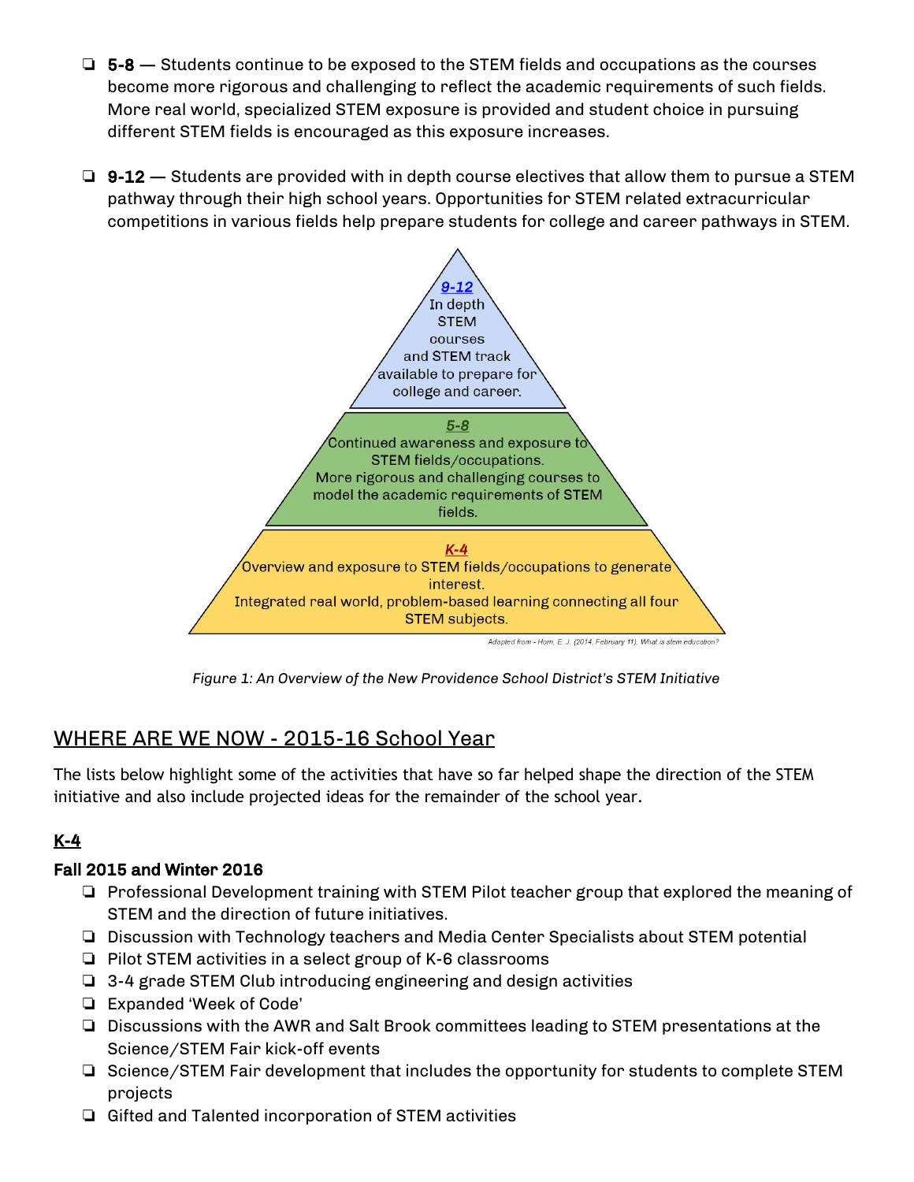- 5-8 — Students continue to be exposed to the STEM fields and occupations as the courses become more rigorous and challenging to reflect the academic requirements of such fields. More real world, specialized STEM exposure is provided and student choice in pursuing different STEM fields is encouraged as this exposure increases.
- **9-12** — Students are provided with in depth course electives that allow them to pursue a STEM pathway through their high school years. Opportunities for STEM related extracurricular competitions in various fields help prepare students for college and career pathways in STEM.

**9-12**
In depth STEM courses and STEM track available to prepare for college and career.

**5-8**
Continued awareness and exposure to STEM fields/occupations.
More rigorous and challenging courses to model the academic requirements of STEM fields.

**K-4**
Overview and exposure to STEM fields/occupations to generate interest.
Integrated real world, problem-based learning connecting all four STEM subjects.

Adapted from - Horn, E. J. (2014, February 11). What is stem education?

*Figure 1: An Overview of the New Providence School District's STEM Initiative*

## WHERE ARE WE NOW - 2015-16 School Year

The lists below highlight some of the activities that have so far helped shape the direction of the STEM initiative and also include projected ideas for the remainder of the school year.

### K-4

**Fall 2015 and Winter 2016**

- Professional Development training with STEM Pilot teacher group that explored the meaning of STEM and the direction of future initiatives.
- Discussion with Technology teachers and Media Center Specialists about STEM potential
- Pilot STEM activities in a select group of K-6 classrooms
- 3-4 grade STEM Club introducing engineering and design activities
- Expanded 'Week of Code'
- Discussions with the AWR and Salt Brook committees leading to STEM presentations at the Science/STEM Fair kick-off events
- Science/STEM Fair development that includes the opportunity for students to complete STEM projects
- Gifted and Talented incorporation of STEM activities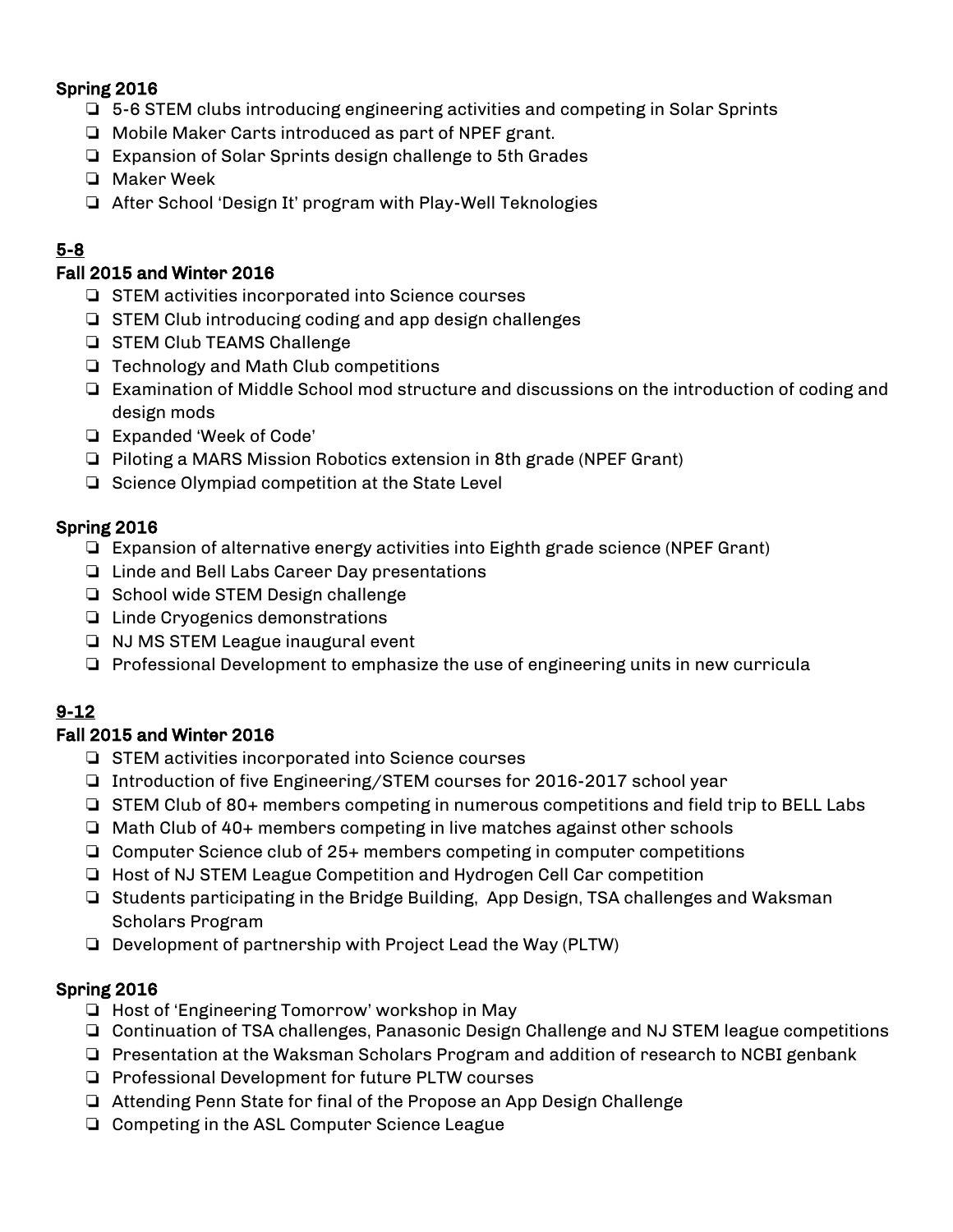**Spring 2016**

- 5-6 STEM clubs introducing engineering activities and competing in Solar Sprints
- Mobile Maker Carts introduced as part of NPEF grant.
- Expansion of Solar Sprints design challenge to 5th Grades
- Maker Week
- After School 'Design It' program with Play-Well Teknologies

## 5-8

**Fall 2015 and Winter 2016**

- STEM activities incorporated into Science courses
- STEM Club introducing coding and app design challenges
- STEM Club TEAMS Challenge
- Technology and Math Club competitions
- Examination of Middle School mod structure and discussions on the introduction of coding and design mods
- Expanded 'Week of Code'
- Piloting a MARS Mission Robotics extension in 8th grade (NPEF Grant)
- Science Olympiad competition at the State Level

**Spring 2016**

- Expansion of alternative energy activities into Eighth grade science (NPEF Grant)
- Linde and Bell Labs Career Day presentations
- School wide STEM Design challenge
- Linde Cryogenics demonstrations
- NJ MS STEM League inaugural event
- Professional Development to emphasize the use of engineering units in new curricula

## 9-12

**Fall 2015 and Winter 2016**

- STEM activities incorporated into Science courses
- Introduction of five Engineering/STEM courses for 2016-2017 school year
- STEM Club of 80+ members competing in numerous competitions and field trip to BELL Labs
- Math Club of 40+ members competing in live matches against other schools
- Computer Science club of 25+ members competing in computer competitions
- Host of NJ STEM League Competition and Hydrogen Cell Car competition
- Students participating in the Bridge Building, App Design, TSA challenges and Waksman Scholars Program
- Development of partnership with Project Lead the Way (PLTW)

**Spring 2016**

- Host of 'Engineering Tomorrow' workshop in May
- Continuation of TSA challenges, Panasonic Design Challenge and NJ STEM league competitions
- Presentation at the Waksman Scholars Program and addition of research to NCBI genbank
- Professional Development for future PLTW courses
- Attending Penn State for final of the Propose an App Design Challenge
- Competing in the ASL Computer Science League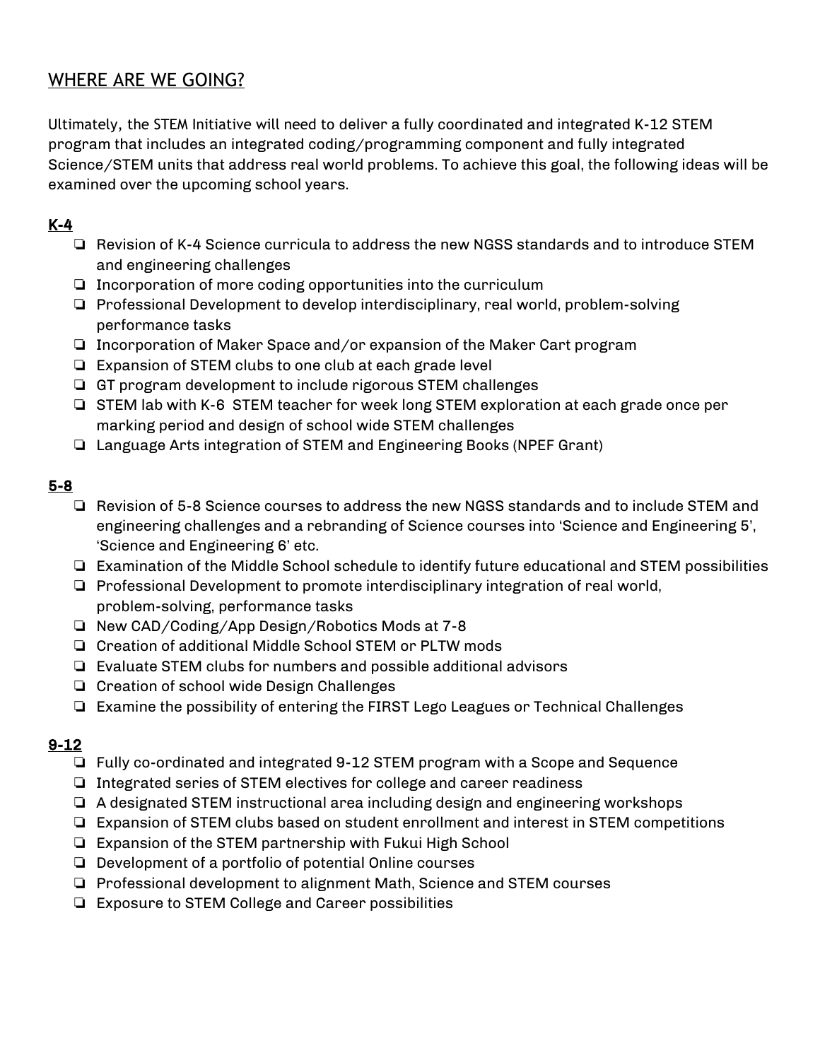## WHERE ARE WE GOING?

Ultimately, the STEM Initiative will need to deliver a fully coordinated and integrated K-12 STEM program that includes an integrated coding/programming component and fully integrated Science/STEM units that address real world problems. To achieve this goal, the following ideas will be examined over the upcoming school years.

**K-4**

- ❏ Revision of K-4 Science curricula to address the new NGSS standards and to introduce STEM and engineering challenges
- ❏ Incorporation of more coding opportunities into the curriculum
- ❏ Professional Development to develop interdisciplinary, real world, problem-solving performance tasks
- ❏ Incorporation of Maker Space and/or expansion of the Maker Cart program
- ❏ Expansion of STEM clubs to one club at each grade level
- ❏ GT program development to include rigorous STEM challenges
- ❏ STEM lab with K-6 STEM teacher for week long STEM exploration at each grade once per marking period and design of school wide STEM challenges
- ❏ Language Arts integration of STEM and Engineering Books (NPEF Grant)

**5-8**

- ❏ Revision of 5-8 Science courses to address the new NGSS standards and to include STEM and engineering challenges and a rebranding of Science courses into 'Science and Engineering 5', 'Science and Engineering 6' etc.
- ❏ Examination of the Middle School schedule to identify future educational and STEM possibilities
- ❏ Professional Development to promote interdisciplinary integration of real world, problem-solving, performance tasks
- ❏ New CAD/Coding/App Design/Robotics Mods at 7-8
- ❏ Creation of additional Middle School STEM or PLTW mods
- ❏ Evaluate STEM clubs for numbers and possible additional advisors
- ❏ Creation of school wide Design Challenges
- ❏ Examine the possibility of entering the FIRST Lego Leagues or Technical Challenges

**9-12**

- ❏ Fully co-ordinated and integrated 9-12 STEM program with a Scope and Sequence
- ❏ Integrated series of STEM electives for college and career readiness
- ❏ A designated STEM instructional area including design and engineering workshops
- ❏ Expansion of STEM clubs based on student enrollment and interest in STEM competitions
- ❏ Expansion of the STEM partnership with Fukui High School
- ❏ Development of a portfolio of potential Online courses
- ❏ Professional development to alignment Math, Science and STEM courses
- ❏ Exposure to STEM College and Career possibilities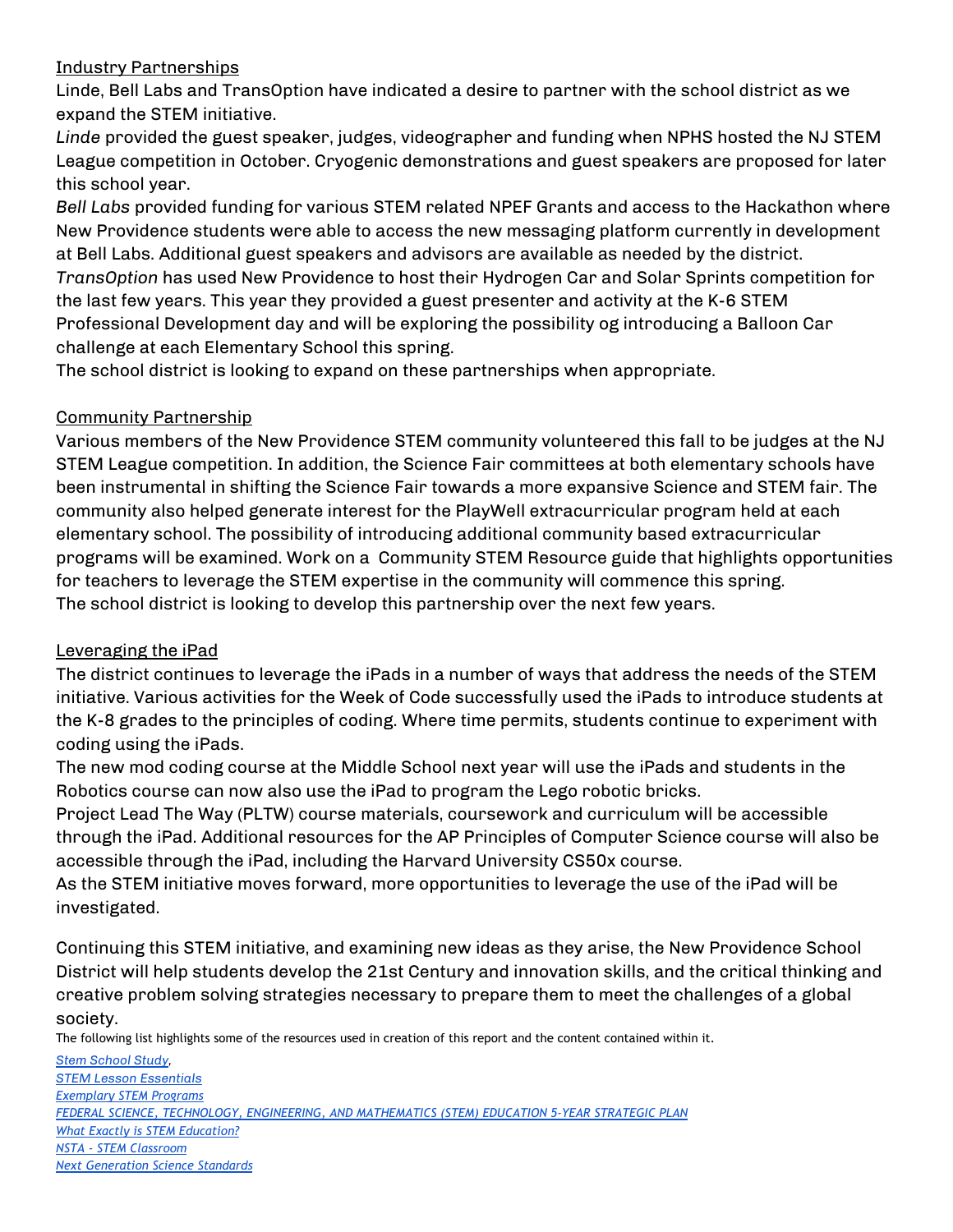Industry Partnerships

Linde, Bell Labs and TransOption have indicated a desire to partner with the school district as we expand the STEM initiative.

*Linde* provided the guest speaker, judges, videographer and funding when NPHS hosted the NJ STEM League competition in October. Cryogenic demonstrations and guest speakers are proposed for later this school year.

*Bell Labs* provided funding for various STEM related NPEF Grants and access to the Hackathon where New Providence students were able to access the new messaging platform currently in development at Bell Labs. Additional guest speakers and advisors are available as needed by the district.

*TransOption* has used New Providence to host their Hydrogen Car and Solar Sprints competition for the last few years. This year they provided a guest presenter and activity at the K-6 STEM Professional Development day and will be exploring the possibility og introducing a Balloon Car challenge at each Elementary School this spring.

The school district is looking to expand on these partnerships when appropriate.

Community Partnership

Various members of the New Providence STEM community volunteered this fall to be judges at the NJ STEM League competition. In addition, the Science Fair committees at both elementary schools have been instrumental in shifting the Science Fair towards a more expansive Science and STEM fair. The community also helped generate interest for the PlayWell extracurricular program held at each elementary school. The possibility of introducing additional community based extracurricular programs will be examined. Work on a Community STEM Resource guide that highlights opportunities for teachers to leverage the STEM expertise in the community will commence this spring.

The school district is looking to develop this partnership over the next few years.

Leveraging the iPad

The district continues to leverage the iPads in a number of ways that address the needs of the STEM initiative. Various activities for the Week of Code successfully used the iPads to introduce students at the K-8 grades to the principles of coding. Where time permits, students continue to experiment with coding using the iPads.

The new mod coding course at the Middle School next year will use the iPads and students in the Robotics course can now also use the iPad to program the Lego robotic bricks.

Project Lead The Way (PLTW) course materials, coursework and curriculum will be accessible through the iPad. Additional resources for the AP Principles of Computer Science course will also be accessible through the iPad, including the Harvard University CS50x course.

As the STEM initiative moves forward, more opportunities to leverage the use of the iPad will be investigated.

Continuing this STEM initiative, and examining new ideas as they arise, the New Providence School District will help students develop the 21st Century and innovation skills, and the critical thinking and creative problem solving strategies necessary to prepare them to meet the challenges of a global society.

The following list highlights some of the resources used in creation of this report and the content contained within it.

*Stem School Study*,
*STEM Lesson Essentials*
*Exemplary STEM Programs*
*FEDERAL SCIENCE, TECHNOLOGY, ENGINEERING, AND MATHEMATICS (STEM) EDUCATION 5-YEAR STRATEGIC PLAN*
*What Exactly is STEM Education?*
*NSTA - STEM Classroom*
*Next Generation Science Standards*